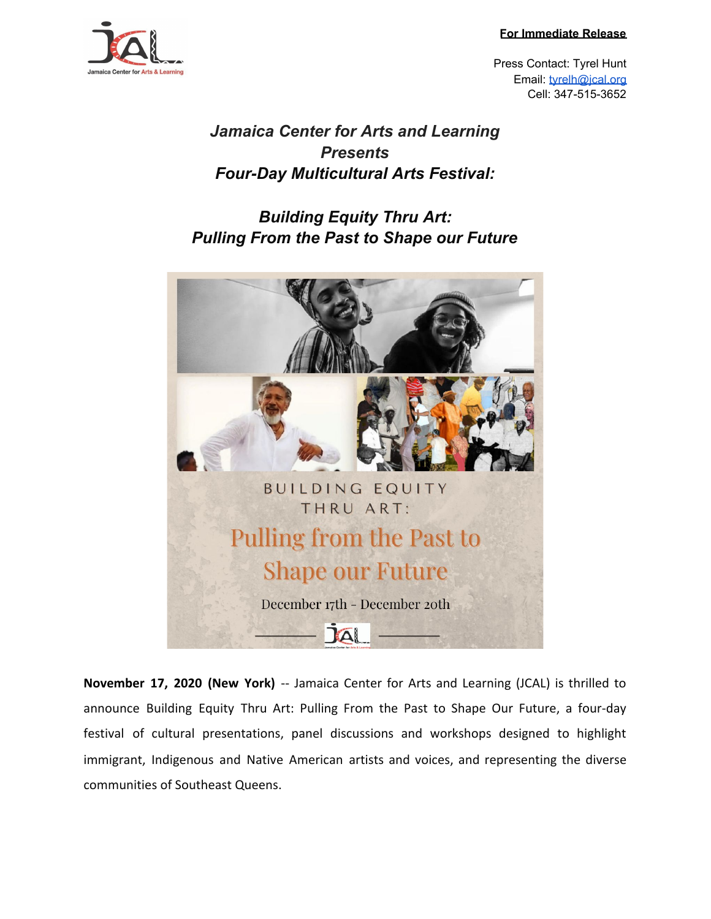**For Immediate Release**

Press Contact: Tyrel Hunt
Email: tyrelh@jcal.org
Cell: 347-515-3652

# *Jamaica Center for Arts and Learning Presents Four-Day Multicultural Arts Festival:*

## *Building Equity Thru Art: Pulling From the Past to Shape our Future*

BUILDING EQUITY THRU ART:
Pulling from the Past to Shape our Future
December 17th - December 20th

**November 17, 2020 (New York)** -- Jamaica Center for Arts and Learning (JCAL) is thrilled to announce Building Equity Thru Art: Pulling From the Past to Shape Our Future, a four-day festival of cultural presentations, panel discussions and workshops designed to highlight immigrant, Indigenous and Native American artists and voices, and representing the diverse communities of Southeast Queens.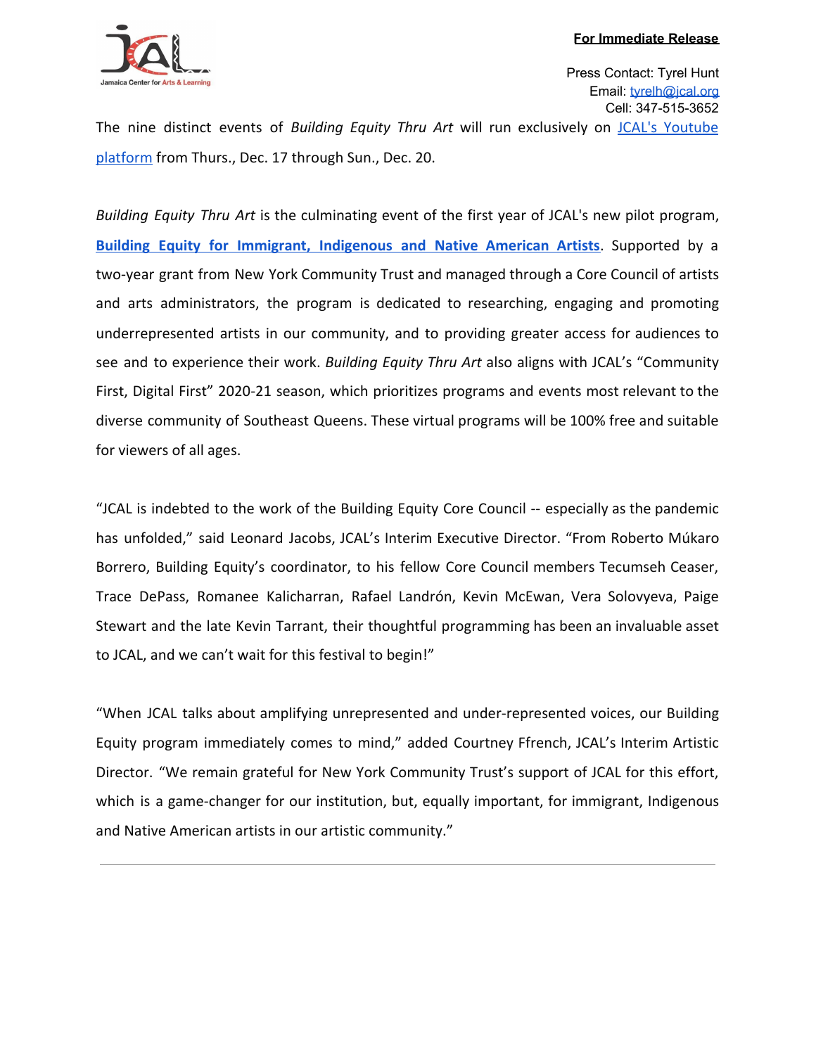**For Immediate Release**

Press Contact: Tyrel Hunt
Email: tyrelh@jcal.org
Cell: 347-515-3652

The nine distinct events of *Building Equity Thru Art* will run exclusively on JCAL's Youtube platform from Thurs., Dec. 17 through Sun., Dec. 20.

*Building Equity Thru Art* is the culminating event of the first year of JCAL's new pilot program, **Building Equity for Immigrant, Indigenous and Native American Artists**. Supported by a two-year grant from New York Community Trust and managed through a Core Council of artists and arts administrators, the program is dedicated to researching, engaging and promoting underrepresented artists in our community, and to providing greater access for audiences to see and to experience their work. *Building Equity Thru Art* also aligns with JCAL's "Community First, Digital First" 2020-21 season, which prioritizes programs and events most relevant to the diverse community of Southeast Queens. These virtual programs will be 100% free and suitable for viewers of all ages.

"JCAL is indebted to the work of the Building Equity Core Council -- especially as the pandemic has unfolded," said Leonard Jacobs, JCAL's Interim Executive Director. "From Roberto Múkaro Borrero, Building Equity's coordinator, to his fellow Core Council members Tecumseh Ceaser, Trace DePass, Romanee Kalicharran, Rafael Landrón, Kevin McEwan, Vera Solovyeva, Paige Stewart and the late Kevin Tarrant, their thoughtful programming has been an invaluable asset to JCAL, and we can't wait for this festival to begin!"

"When JCAL talks about amplifying unrepresented and under-represented voices, our Building Equity program immediately comes to mind," added Courtney Ffrench, JCAL's Interim Artistic Director. "We remain grateful for New York Community Trust's support of JCAL for this effort, which is a game-changer for our institution, but, equally important, for immigrant, Indigenous and Native American artists in our artistic community."

---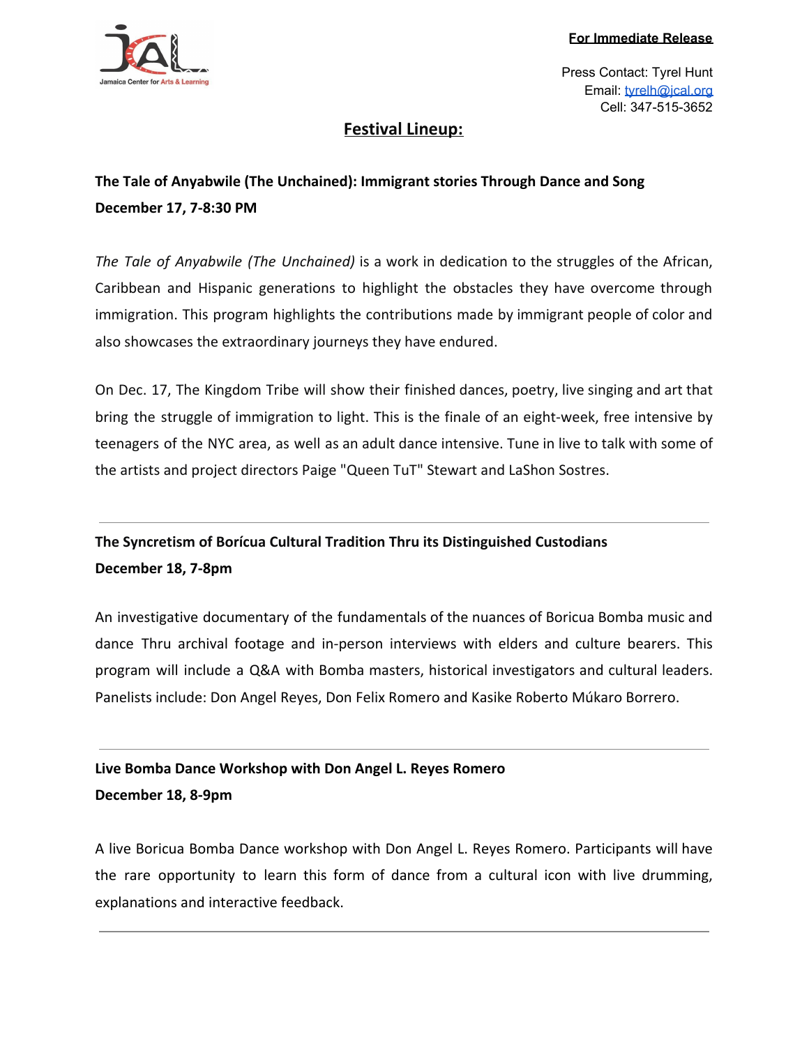**For Immediate Release**

Press Contact: Tyrel Hunt
Email: tyrelh@jcal.org
Cell: 347-515-3652

## Festival Lineup:

**The Tale of Anyabwile (The Unchained): Immigrant stories Through Dance and Song**
**December 17, 7-8:30 PM**

*The Tale of Anyabwile (The Unchained)* is a work in dedication to the struggles of the African, Caribbean and Hispanic generations to highlight the obstacles they have overcome through immigration. This program highlights the contributions made by immigrant people of color and also showcases the extraordinary journeys they have endured.

On Dec. 17, The Kingdom Tribe will show their finished dances, poetry, live singing and art that bring the struggle of immigration to light. This is the finale of an eight-week, free intensive by teenagers of the NYC area, as well as an adult dance intensive. Tune in live to talk with some of the artists and project directors Paige "Queen TuT" Stewart and LaShon Sostres.

---

**The Syncretism of Borícua Cultural Tradition Thru its Distinguished Custodians**
**December 18, 7-8pm**

An investigative documentary of the fundamentals of the nuances of Boricua Bomba music and dance Thru archival footage and in-person interviews with elders and culture bearers. This program will include a Q&A with Bomba masters, historical investigators and cultural leaders. Panelists include: Don Angel Reyes, Don Felix Romero and Kasike Roberto Múkaro Borrero.

---

**Live Bomba Dance Workshop with Don Angel L. Reyes Romero**
**December 18, 8-9pm**

A live Boricua Bomba Dance workshop with Don Angel L. Reyes Romero. Participants will have the rare opportunity to learn this form of dance from a cultural icon with live drumming, explanations and interactive feedback.

---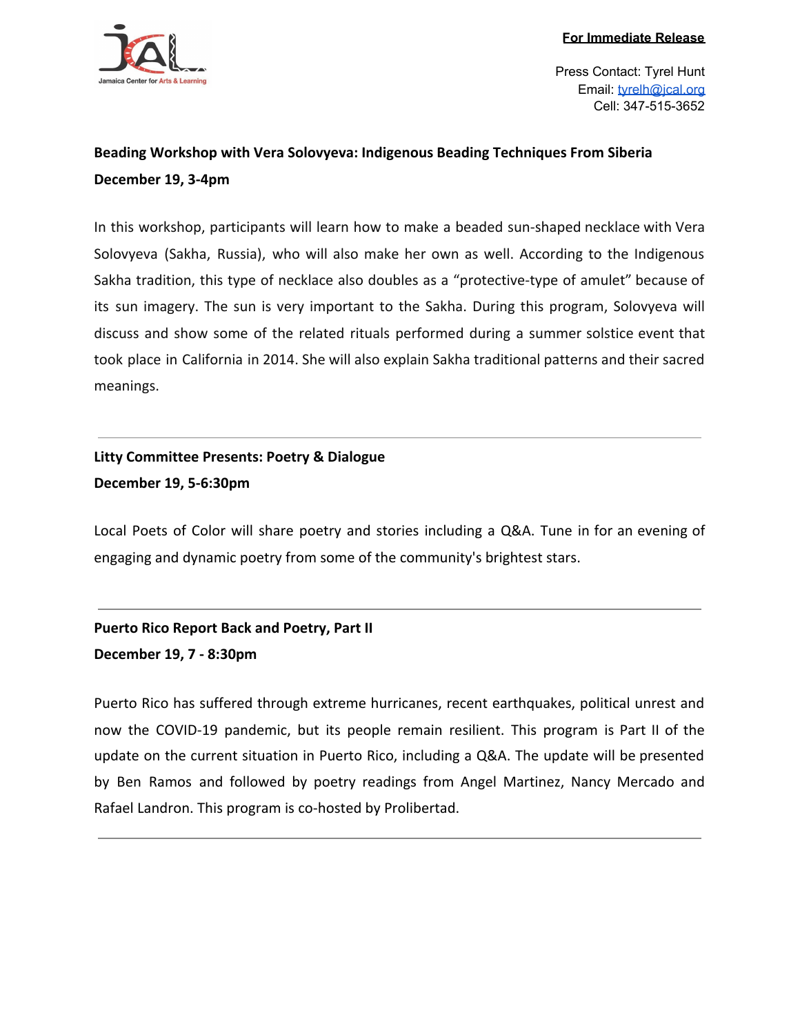**For Immediate Release**

Press Contact: Tyrel Hunt
Email: tyrelh@jcal.org
Cell: 347-515-3652

**Beading Workshop with Vera Solovyeva: Indigenous Beading Techniques From Siberia**
**December 19, 3-4pm**

In this workshop, participants will learn how to make a beaded sun-shaped necklace with Vera Solovyeva (Sakha, Russia), who will also make her own as well. According to the Indigenous Sakha tradition, this type of necklace also doubles as a "protective-type of amulet" because of its sun imagery. The sun is very important to the Sakha. During this program, Solovyeva will discuss and show some of the related rituals performed during a summer solstice event that took place in California in 2014. She will also explain Sakha traditional patterns and their sacred meanings.

---

**Litty Committee Presents: Poetry & Dialogue**
**December 19, 5-6:30pm**

Local Poets of Color will share poetry and stories including a Q&A. Tune in for an evening of engaging and dynamic poetry from some of the community's brightest stars.

---

**Puerto Rico Report Back and Poetry, Part II**
**December 19, 7 - 8:30pm**

Puerto Rico has suffered through extreme hurricanes, recent earthquakes, political unrest and now the COVID-19 pandemic, but its people remain resilient. This program is Part II of the update on the current situation in Puerto Rico, including a Q&A. The update will be presented by Ben Ramos and followed by poetry readings from Angel Martinez, Nancy Mercado and Rafael Landron. This program is co-hosted by Prolibertad.

---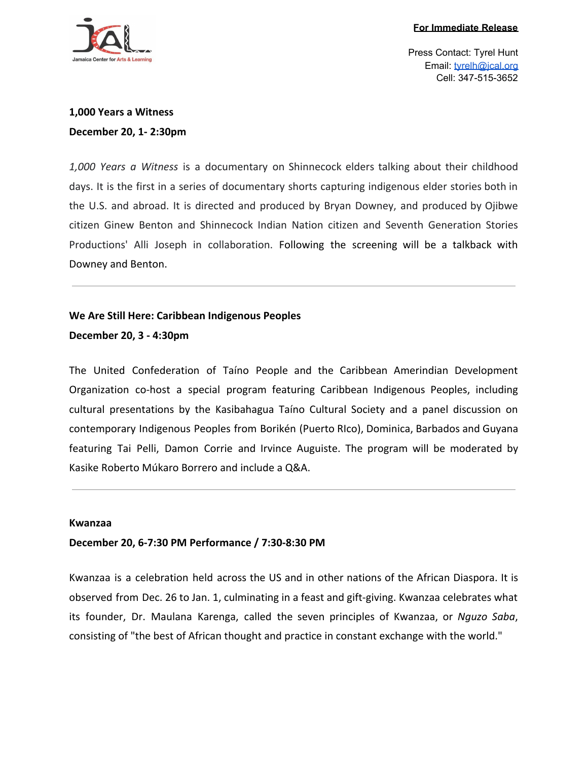**For Immediate Release**

Press Contact: Tyrel Hunt
Email: tyrelh@jcal.org
Cell: 347-515-3652

**1,000 Years a Witness**

**December 20, 1- 2:30pm**

*1,000 Years a Witness* is a documentary on Shinnecock elders talking about their childhood days. It is the first in a series of documentary shorts capturing indigenous elder stories both in the U.S. and abroad. It is directed and produced by Bryan Downey, and produced by Ojibwe citizen Ginew Benton and Shinnecock Indian Nation citizen and Seventh Generation Stories Productions' Alli Joseph in collaboration. Following the screening will be a talkback with Downey and Benton.

---

**We Are Still Here: Caribbean Indigenous Peoples**

**December 20, 3 - 4:30pm**

The United Confederation of Taíno People and the Caribbean Amerindian Development Organization co-host a special program featuring Caribbean Indigenous Peoples, including cultural presentations by the Kasibahagua Taíno Cultural Society and a panel discussion on contemporary Indigenous Peoples from Borikén (Puerto RIco), Dominica, Barbados and Guyana featuring Tai Pelli, Damon Corrie and Irvince Auguiste. The program will be moderated by Kasike Roberto Múkaro Borrero and include a Q&A.

---

**Kwanzaa**

**December 20, 6-7:30 PM Performance / 7:30-8:30 PM**

Kwanzaa is a celebration held across the US and in other nations of the African Diaspora. It is observed from Dec. 26 to Jan. 1, culminating in a feast and gift-giving. Kwanzaa celebrates what its founder, Dr. Maulana Karenga, called the seven principles of Kwanzaa, or *Nguzo Saba*, consisting of "the best of African thought and practice in constant exchange with the world."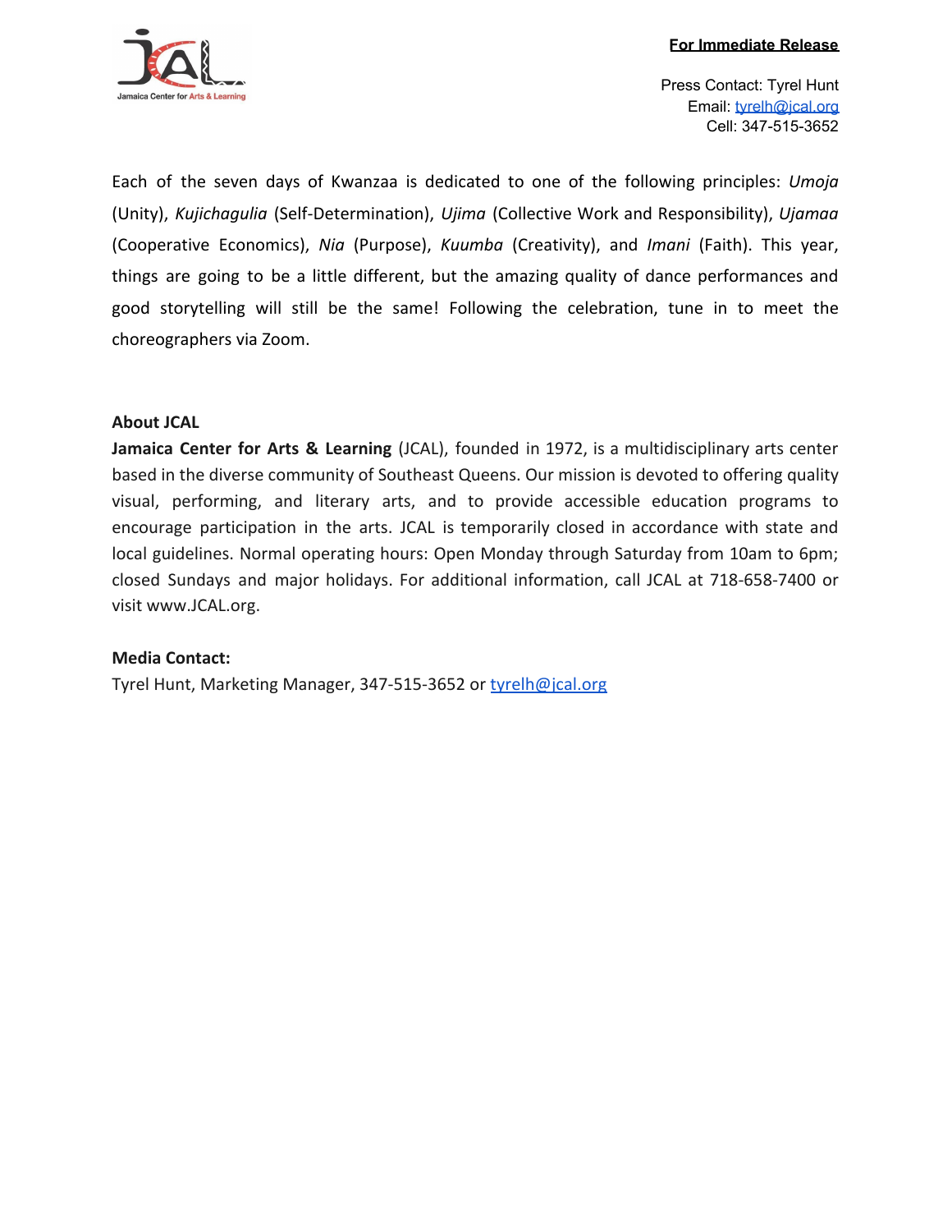**For Immediate Release**

Press Contact: Tyrel Hunt
Email: tyrelh@jcal.org
Cell: 347-515-3652

Each of the seven days of Kwanzaa is dedicated to one of the following principles: *Umoja* (Unity), *Kujichagulia* (Self-Determination), *Ujima* (Collective Work and Responsibility), *Ujamaa* (Cooperative Economics), *Nia* (Purpose), *Kuumba* (Creativity), and *Imani* (Faith). This year, things are going to be a little different, but the amazing quality of dance performances and good storytelling will still be the same! Following the celebration, tune in to meet the choreographers via Zoom.

**About JCAL**

**Jamaica Center for Arts & Learning** (JCAL), founded in 1972, is a multidisciplinary arts center based in the diverse community of Southeast Queens. Our mission is devoted to offering quality visual, performing, and literary arts, and to provide accessible education programs to encourage participation in the arts. JCAL is temporarily closed in accordance with state and local guidelines. Normal operating hours: Open Monday through Saturday from 10am to 6pm; closed Sundays and major holidays. For additional information, call JCAL at 718-658-7400 or visit www.JCAL.org.

**Media Contact:**

Tyrel Hunt, Marketing Manager, 347-515-3652 or tyrelh@jcal.org